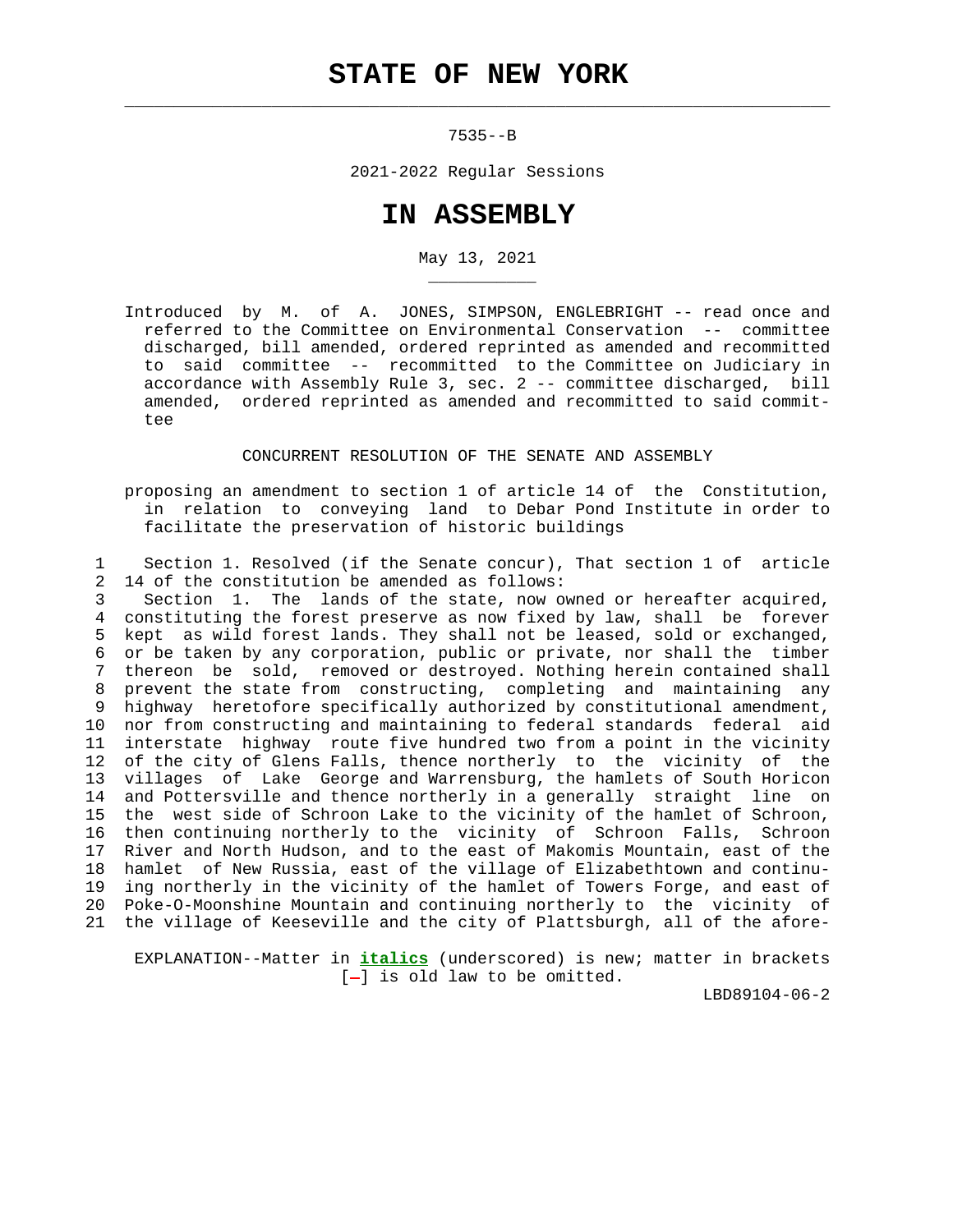# STATE OF NEW YORK

7535--B

2021-2022 Regular Sessions

# IN ASSEMBLY

May 13, 2021

Introduced by M. of A. JONES, SIMPSON, ENGLEBRIGHT -- read once and referred to the Committee on Environmental Conservation -- committee discharged, bill amended, ordered reprinted as amended and recommitted to said committee -- recommitted to the Committee on Judiciary in accordance with Assembly Rule 3, sec. 2 -- committee discharged, bill amended, ordered reprinted as amended and recommitted to said committee

CONCURRENT RESOLUTION OF THE SENATE AND ASSEMBLY

proposing an amendment to section 1 of article 14 of the Constitution, in relation to conveying land to Debar Pond Institute in order to facilitate the preservation of historic buildings

1 Section 1. Resolved (if the Senate concur), That section 1 of article
2 14 of the constitution be amended as follows:
3 Section 1. The lands of the state, now owned or hereafter acquired,
4 constituting the forest preserve as now fixed by law, shall be forever
5 kept as wild forest lands. They shall not be leased, sold or exchanged,
6 or be taken by any corporation, public or private, nor shall the timber
7 thereon be sold, removed or destroyed. Nothing herein contained shall
8 prevent the state from constructing, completing and maintaining any
9 highway heretofore specifically authorized by constitutional amendment,
10 nor from constructing and maintaining to federal standards federal aid
11 interstate highway route five hundred two from a point in the vicinity
12 of the city of Glens Falls, thence northerly to the vicinity of the
13 villages of Lake George and Warrensburg, the hamlets of South Horicon
14 and Pottersville and thence northerly in a generally straight line on
15 the west side of Schroon Lake to the vicinity of the hamlet of Schroon,
16 then continuing northerly to the vicinity of Schroon Falls, Schroon
17 River and North Hudson, and to the east of Makomis Mountain, east of the
18 hamlet of New Russia, east of the village of Elizabethtown and continu-
19 ing northerly in the vicinity of the hamlet of Towers Forge, and east of
20 Poke-O-Moonshine Mountain and continuing northerly to the vicinity of
21 the village of Keeseville and the city of Plattsburgh, all of the afore-

EXPLANATION--Matter in ***italics*** (underscored) is new; matter in brackets [-] is old law to be omitted.

LBD89104-06-2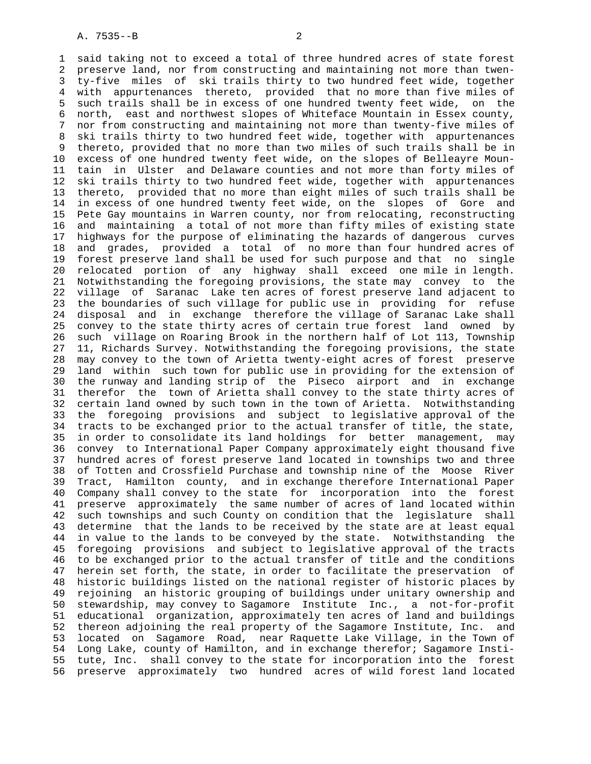said taking not to exceed a total of three hundred acres of state forest preserve land, nor from constructing and maintaining not more than twenty-five miles of ski trails thirty to two hundred feet wide, together with appurtenances thereto, provided that no more than five miles of such trails shall be in excess of one hundred twenty feet wide, on the north, east and northwest slopes of Whiteface Mountain in Essex county, nor from constructing and maintaining not more than twenty-five miles of ski trails thirty to two hundred feet wide, together with appurtenances thereto, provided that no more than two miles of such trails shall be in excess of one hundred twenty feet wide, on the slopes of Belleayre Mountain in Ulster and Delaware counties and not more than forty miles of ski trails thirty to two hundred feet wide, together with appurtenances thereto, provided that no more than eight miles of such trails shall be in excess of one hundred twenty feet wide, on the slopes of Gore and Pete Gay mountains in Warren county, nor from relocating, reconstructing and maintaining a total of not more than fifty miles of existing state highways for the purpose of eliminating the hazards of dangerous curves and grades, provided a total of no more than four hundred acres of forest preserve land shall be used for such purpose and that no single relocated portion of any highway shall exceed one mile in length. Notwithstanding the foregoing provisions, the state may convey to the village of Saranac Lake ten acres of forest preserve land adjacent to the boundaries of such village for public use in providing for refuse disposal and in exchange therefore the village of Saranac Lake shall convey to the state thirty acres of certain true forest land owned by such village on Roaring Brook in the northern half of Lot 113, Township 11, Richards Survey. Notwithstanding the foregoing provisions, the state may convey to the town of Arietta twenty-eight acres of forest preserve land within such town for public use in providing for the extension of the runway and landing strip of the Piseco airport and in exchange therefor the town of Arietta shall convey to the state thirty acres of certain land owned by such town in the town of Arietta. Notwithstanding the foregoing provisions and subject to legislative approval of the tracts to be exchanged prior to the actual transfer of title, the state, in order to consolidate its land holdings for better management, may convey to International Paper Company approximately eight thousand five hundred acres of forest preserve land located in townships two and three of Totten and Crossfield Purchase and township nine of the Moose River Tract, Hamilton county, and in exchange therefore International Paper Company shall convey to the state for incorporation into the forest preserve approximately the same number of acres of land located within such townships and such County on condition that the legislature shall determine that the lands to be received by the state are at least equal in value to the lands to be conveyed by the state. Notwithstanding the foregoing provisions and subject to legislative approval of the tracts to be exchanged prior to the actual transfer of title and the conditions herein set forth, the state, in order to facilitate the preservation of historic buildings listed on the national register of historic places by rejoining an historic grouping of buildings under unitary ownership and stewardship, may convey to Sagamore Institute Inc., a not-for-profit educational organization, approximately ten acres of land and buildings thereon adjoining the real property of the Sagamore Institute, Inc. and located on Sagamore Road, near Raquette Lake Village, in the Town of Long Lake, county of Hamilton, and in exchange therefor; Sagamore Institute, Inc. shall convey to the state for incorporation into the forest preserve approximately two hundred acres of wild forest land located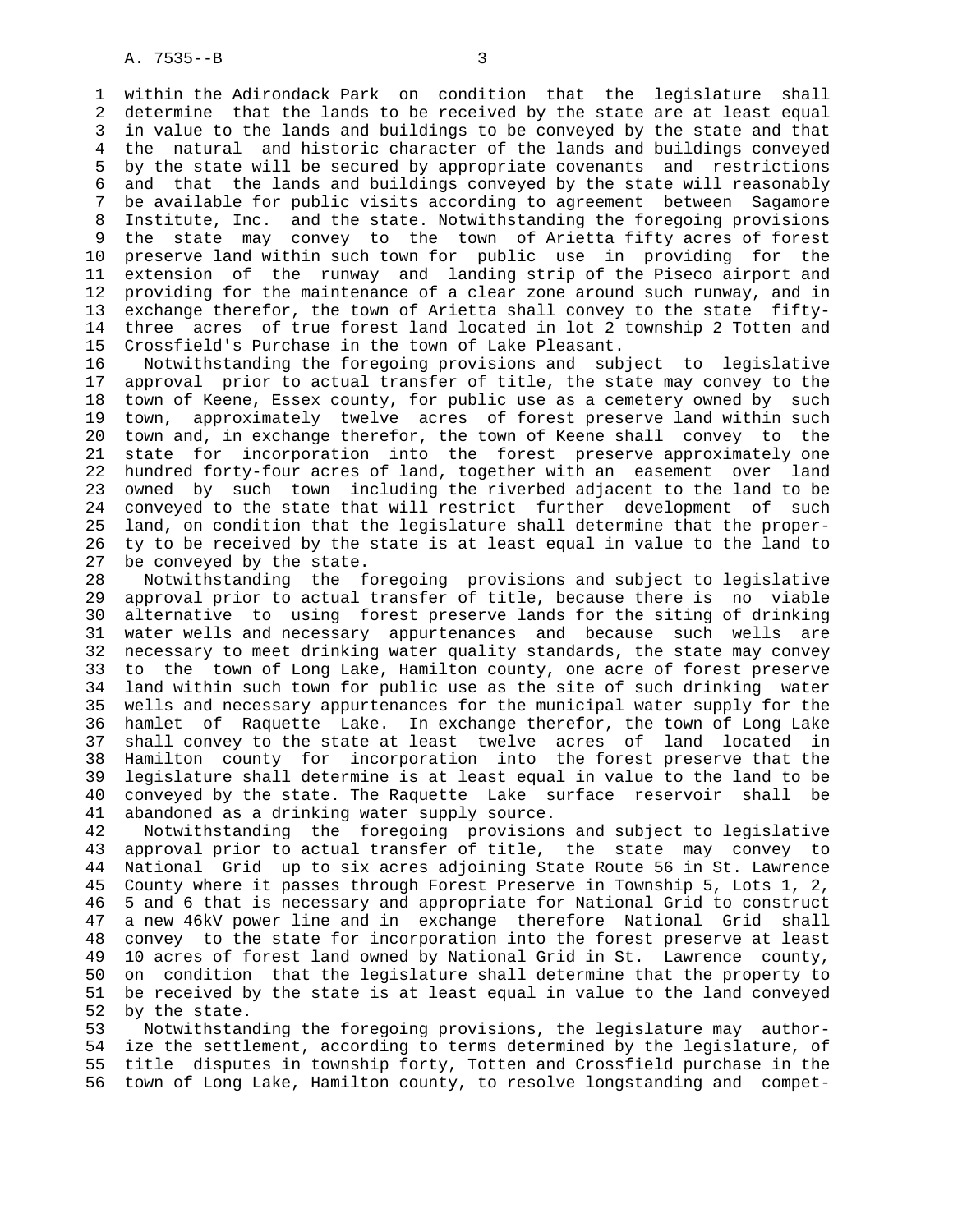within the Adirondack Park on condition that the legislature shall determine that the lands to be received by the state are at least equal in value to the lands and buildings to be conveyed by the state and that the natural and historic character of the lands and buildings conveyed by the state will be secured by appropriate covenants and restrictions and that the lands and buildings conveyed by the state will reasonably be available for public visits according to agreement between Sagamore Institute, Inc. and the state. Notwithstanding the foregoing provisions the state may convey to the town of Arietta fifty acres of forest preserve land within such town for public use in providing for the extension of the runway and landing strip of the Piseco airport and providing for the maintenance of a clear zone around such runway, and in exchange therefor, the town of Arietta shall convey to the state fifty-three acres of true forest land located in lot 2 township 2 Totten and Crossfield's Purchase in the town of Lake Pleasant.

Notwithstanding the foregoing provisions and subject to legislative approval prior to actual transfer of title, the state may convey to the town of Keene, Essex county, for public use as a cemetery owned by such town, approximately twelve acres of forest preserve land within such town and, in exchange therefor, the town of Keene shall convey to the state for incorporation into the forest preserve approximately one hundred forty-four acres of land, together with an easement over land owned by such town including the riverbed adjacent to the land to be conveyed to the state that will restrict further development of such land, on condition that the legislature shall determine that the property to be received by the state is at least equal in value to the land to be conveyed by the state.

Notwithstanding the foregoing provisions and subject to legislative approval prior to actual transfer of title, because there is no viable alternative to using forest preserve lands for the siting of drinking water wells and necessary appurtenances and because such wells are necessary to meet drinking water quality standards, the state may convey to the town of Long Lake, Hamilton county, one acre of forest preserve land within such town for public use as the site of such drinking water wells and necessary appurtenances for the municipal water supply for the hamlet of Raquette Lake. In exchange therefor, the town of Long Lake shall convey to the state at least twelve acres of land located in Hamilton county for incorporation into the forest preserve that the legislature shall determine is at least equal in value to the land to be conveyed by the state. The Raquette Lake surface reservoir shall be abandoned as a drinking water supply source.

Notwithstanding the foregoing provisions and subject to legislative approval prior to actual transfer of title, the state may convey to National Grid up to six acres adjoining State Route 56 in St. Lawrence County where it passes through Forest Preserve in Township 5, Lots 1, 2, 5 and 6 that is necessary and appropriate for National Grid to construct a new 46kV power line and in exchange therefore National Grid shall convey to the state for incorporation into the forest preserve at least 10 acres of forest land owned by National Grid in St. Lawrence county, on condition that the legislature shall determine that the property to be received by the state is at least equal in value to the land conveyed by the state.

Notwithstanding the foregoing provisions, the legislature may authorize the settlement, according to terms determined by the legislature, of title disputes in township forty, Totten and Crossfield purchase in the town of Long Lake, Hamilton county, to resolve longstanding and compet-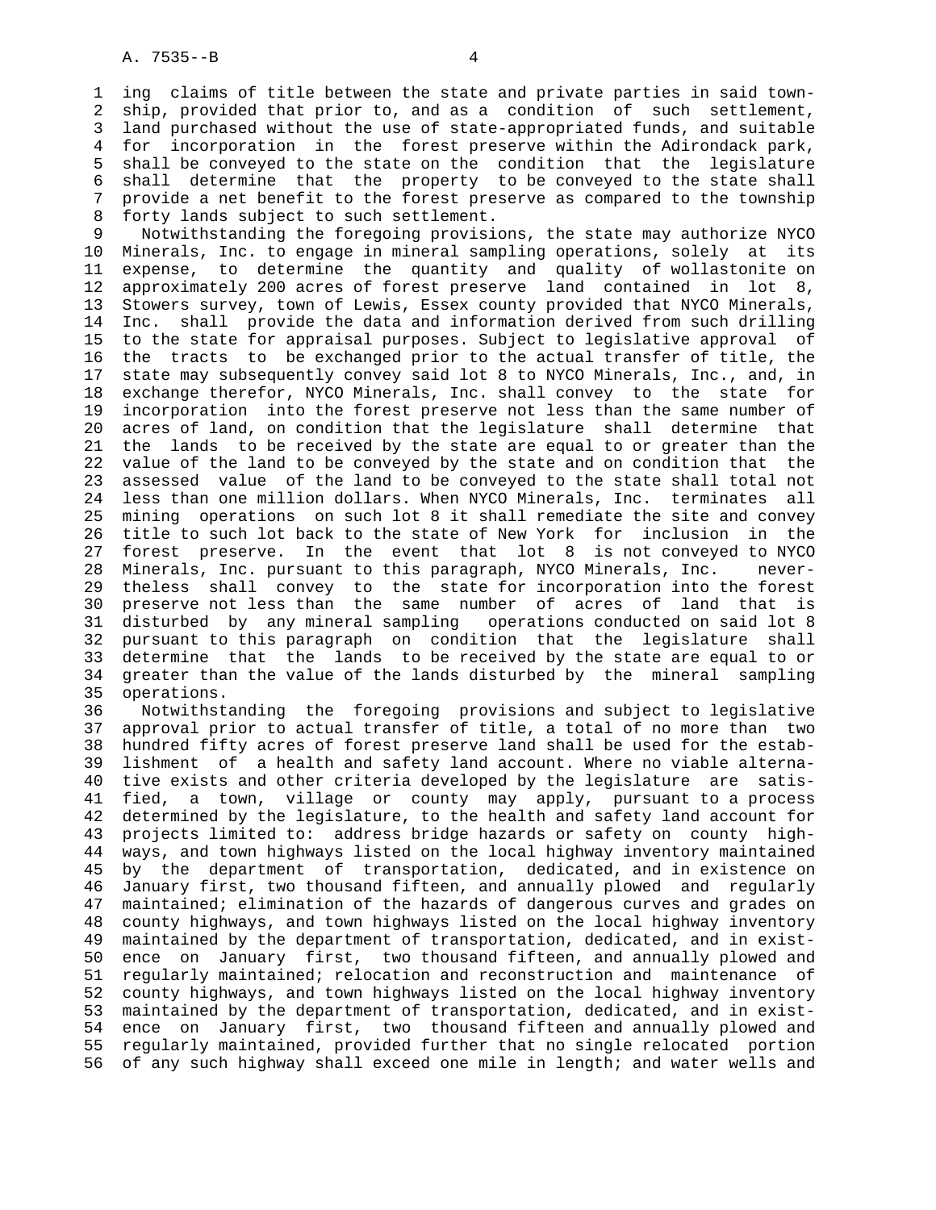ing claims of title between the state and private parties in said township, provided that prior to, and as a condition of such settlement, land purchased without the use of state-appropriated funds, and suitable for incorporation in the forest preserve within the Adirondack park, shall be conveyed to the state on the condition that the legislature shall determine that the property to be conveyed to the state shall provide a net benefit to the forest preserve as compared to the township forty lands subject to such settlement.

Notwithstanding the foregoing provisions, the state may authorize NYCO Minerals, Inc. to engage in mineral sampling operations, solely at its expense, to determine the quantity and quality of wollastonite on approximately 200 acres of forest preserve land contained in lot 8, Stowers survey, town of Lewis, Essex county provided that NYCO Minerals, Inc. shall provide the data and information derived from such drilling to the state for appraisal purposes. Subject to legislative approval of the tracts to be exchanged prior to the actual transfer of title, the state may subsequently convey said lot 8 to NYCO Minerals, Inc., and, in exchange therefor, NYCO Minerals, Inc. shall convey to the state for incorporation into the forest preserve not less than the same number of acres of land, on condition that the legislature shall determine that the lands to be received by the state are equal to or greater than the value of the land to be conveyed by the state and on condition that the assessed value of the land to be conveyed to the state shall total not less than one million dollars. When NYCO Minerals, Inc. terminates all mining operations on such lot 8 it shall remediate the site and convey title to such lot back to the state of New York for inclusion in the forest preserve. In the event that lot 8 is not conveyed to NYCO Minerals, Inc. pursuant to this paragraph, NYCO Minerals, Inc. nevertheless shall convey to the state for incorporation into the forest preserve not less than the same number of acres of land that is disturbed by any mineral sampling operations conducted on said lot 8 pursuant to this paragraph on condition that the legislature shall determine that the lands to be received by the state are equal to or greater than the value of the lands disturbed by the mineral sampling operations.

Notwithstanding the foregoing provisions and subject to legislative approval prior to actual transfer of title, a total of no more than two hundred fifty acres of forest preserve land shall be used for the establishment of a health and safety land account. Where no viable alternative exists and other criteria developed by the legislature are satisfied, a town, village or county may apply, pursuant to a process determined by the legislature, to the health and safety land account for projects limited to: address bridge hazards or safety on county highways, and town highways listed on the local highway inventory maintained by the department of transportation, dedicated, and in existence on January first, two thousand fifteen, and annually plowed and regularly maintained; elimination of the hazards of dangerous curves and grades on county highways, and town highways listed on the local highway inventory maintained by the department of transportation, dedicated, and in existence on January first, two thousand fifteen, and annually plowed and regularly maintained; relocation and reconstruction and maintenance of county highways, and town highways listed on the local highway inventory maintained by the department of transportation, dedicated, and in existence on January first, two thousand fifteen and annually plowed and regularly maintained, provided further that no single relocated portion of any such highway shall exceed one mile in length; and water wells and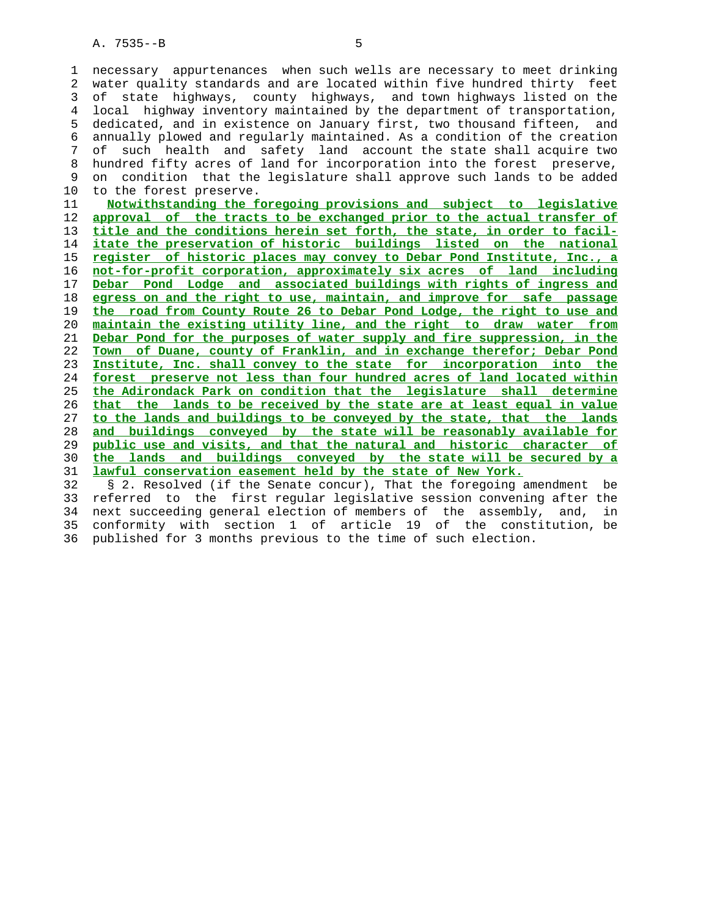necessary appurtenances when such wells are necessary to meet drinking water quality standards and are located within five hundred thirty feet of state highways, county highways, and town highways listed on the local highway inventory maintained by the department of transportation, dedicated, and in existence on January first, two thousand fifteen, and annually plowed and regularly maintained. As a condition of the creation of such health and safety land account the state shall acquire two hundred fifty acres of land for incorporation into the forest preserve, on condition that the legislature shall approve such lands to be added to the forest preserve.

Notwithstanding the foregoing provisions and subject to legislative approval of the tracts to be exchanged prior to the actual transfer of title and the conditions herein set forth, the state, in order to facilitate the preservation of historic buildings listed on the national register of historic places may convey to Debar Pond Institute, Inc., a not-for-profit corporation, approximately six acres of land including Debar Pond Lodge and associated buildings with rights of ingress and egress on and the right to use, maintain, and improve for safe passage the road from County Route 26 to Debar Pond Lodge, the right to use and maintain the existing utility line, and the right to draw water from Debar Pond for the purposes of water supply and fire suppression, in the Town of Duane, county of Franklin, and in exchange therefor; Debar Pond Institute, Inc. shall convey to the state for incorporation into the forest preserve not less than four hundred acres of land located within the Adirondack Park on condition that the legislature shall determine that the lands to be received by the state are at least equal in value to the lands and buildings to be conveyed by the state, that the lands and buildings conveyed by the state will be reasonably available for public use and visits, and that the natural and historic character of the lands and buildings conveyed by the state will be secured by a lawful conservation easement held by the state of New York.

§ 2. Resolved (if the Senate concur), That the foregoing amendment be referred to the first regular legislative session convening after the next succeeding general election of members of the assembly, and, in conformity with section 1 of article 19 of the constitution, be published for 3 months previous to the time of such election.